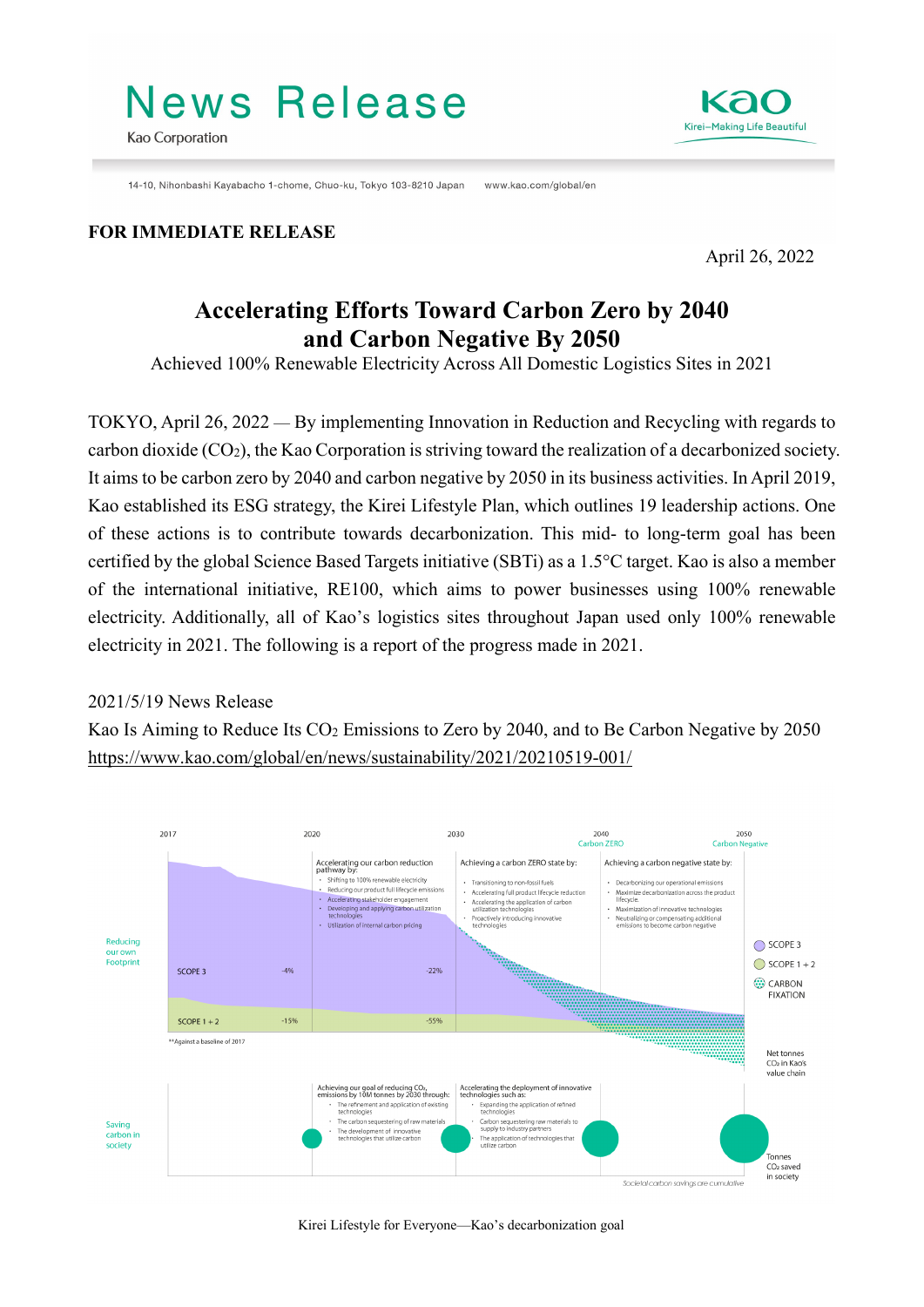# News Release

Kao Corporation

14-10, Nihonbashi Kayabacho 1-chome, Chuo-ku, Tokyo 103-8210 Japan    www.kao.com/global/en

**FOR IMMEDIATE RELEASE**

April 26, 2022

## Accelerating Efforts Toward Carbon Zero by 2040 and Carbon Negative By 2050

Achieved 100% Renewable Electricity Across All Domestic Logistics Sites in 2021

TOKYO, April 26, 2022 — By implementing Innovation in Reduction and Recycling with regards to carbon dioxide ($CO_2$), the Kao Corporation is striving toward the realization of a decarbonized society. It aims to be carbon zero by 2040 and carbon negative by 2050 in its business activities. In April 2019, Kao established its ESG strategy, the Kirei Lifestyle Plan, which outlines 19 leadership actions. One of these actions is to contribute towards decarbonization. This mid- to long-term goal has been certified by the global Science Based Targets initiative (SBTi) as a 1.5°C target. Kao is also a member of the international initiative, RE100, which aims to power businesses using 100% renewable electricity. Additionally, all of Kao's logistics sites throughout Japan used only 100% renewable electricity in 2021. The following is a report of the progress made in 2021.

2021/5/19 News Release

Kao Is Aiming to Reduce Its $CO_2$ Emissions to Zero by 2040, and to Be Carbon Negative by 2050

https://www.kao.com/global/en/news/sustainability/2021/20210519-001/

Kirei Lifestyle for Everyone—Kao's decarbonization goal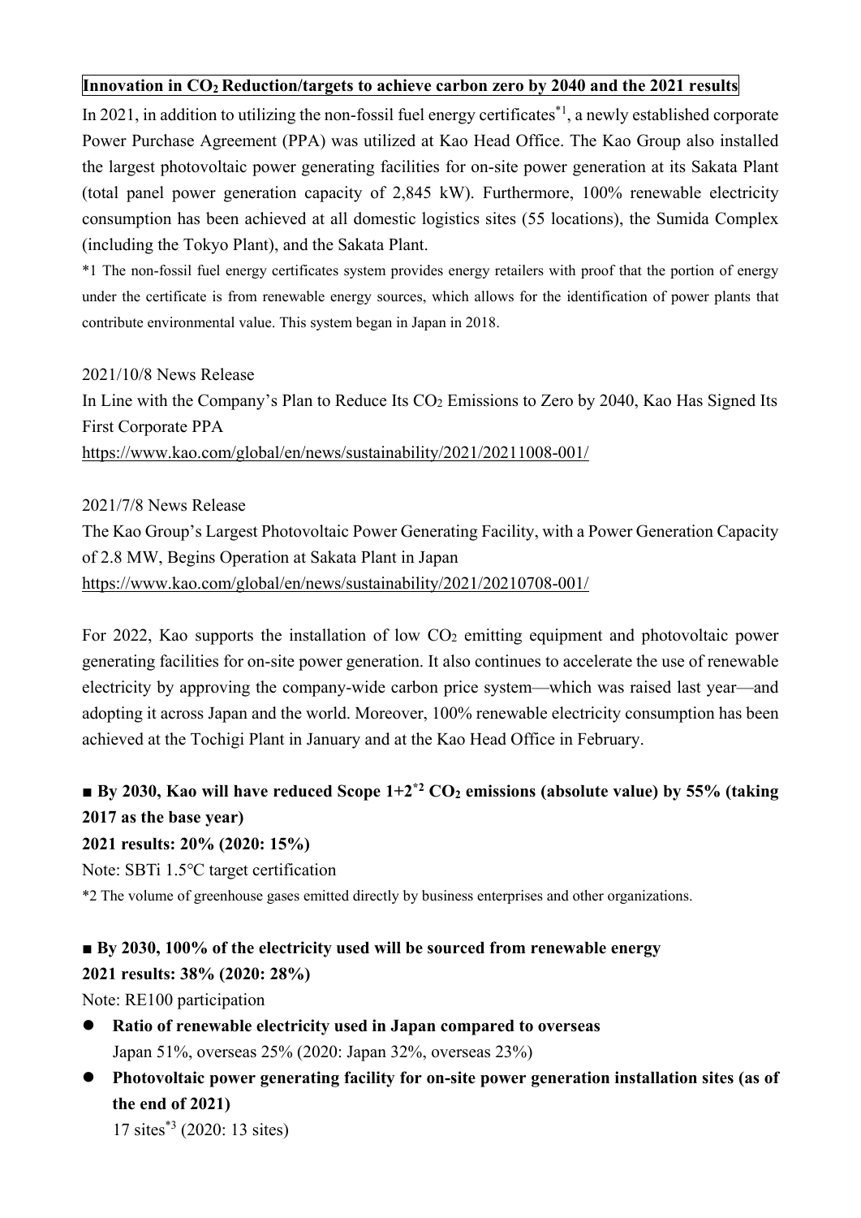**Innovation in $CO_2$ Reduction/targets to achieve carbon zero by 2040 and the 2021 results**

In 2021, in addition to utilizing the non-fossil fuel energy certificates[*1], a newly established corporate Power Purchase Agreement (PPA) was utilized at Kao Head Office. The Kao Group also installed the largest photovoltaic power generating facilities for on-site power generation at its Sakata Plant (total panel power generation capacity of 2,845 kW). Furthermore, 100% renewable electricity consumption has been achieved at all domestic logistics sites (55 locations), the Sumida Complex (including the Tokyo Plant), and the Sakata Plant.

*1 The non-fossil fuel energy certificates system provides energy retailers with proof that the portion of energy under the certificate is from renewable energy sources, which allows for the identification of power plants that contribute environmental value. This system began in Japan in 2018.

2021/10/8 News Release

In Line with the Company's Plan to Reduce Its $CO_2$ Emissions to Zero by 2040, Kao Has Signed Its First Corporate PPA

https://www.kao.com/global/en/news/sustainability/2021/20211008-001/

2021/7/8 News Release

The Kao Group's Largest Photovoltaic Power Generating Facility, with a Power Generation Capacity of 2.8 MW, Begins Operation at Sakata Plant in Japan

https://www.kao.com/global/en/news/sustainability/2021/20210708-001/

For 2022, Kao supports the installation of low $CO_2$ emitting equipment and photovoltaic power generating facilities for on-site power generation. It also continues to accelerate the use of renewable electricity by approving the company-wide carbon price system—which was raised last year—and adopting it across Japan and the world. Moreover, 100% renewable electricity consumption has been achieved at the Tochigi Plant in January and at the Kao Head Office in February.

**■ By 2030, Kao will have reduced Scope 1+2[*2] $CO_2$ emissions (absolute value) by 55% (taking 2017 as the base year)**

**2021 results: 20% (2020: 15%)**

Note: SBTi 1.5°C target certification

*2 The volume of greenhouse gases emitted directly by business enterprises and other organizations.

**■ By 2030, 100% of the electricity used will be sourced from renewable energy**

**2021 results: 38% (2020: 28%)**

Note: RE100 participation

- **Ratio of renewable electricity used in Japan compared to overseas**
  Japan 51%, overseas 25% (2020: Japan 32%, overseas 23%)
- **Photovoltaic power generating facility for on-site power generation installation sites (as of the end of 2021)**
  17 sites[*3] (2020: 13 sites)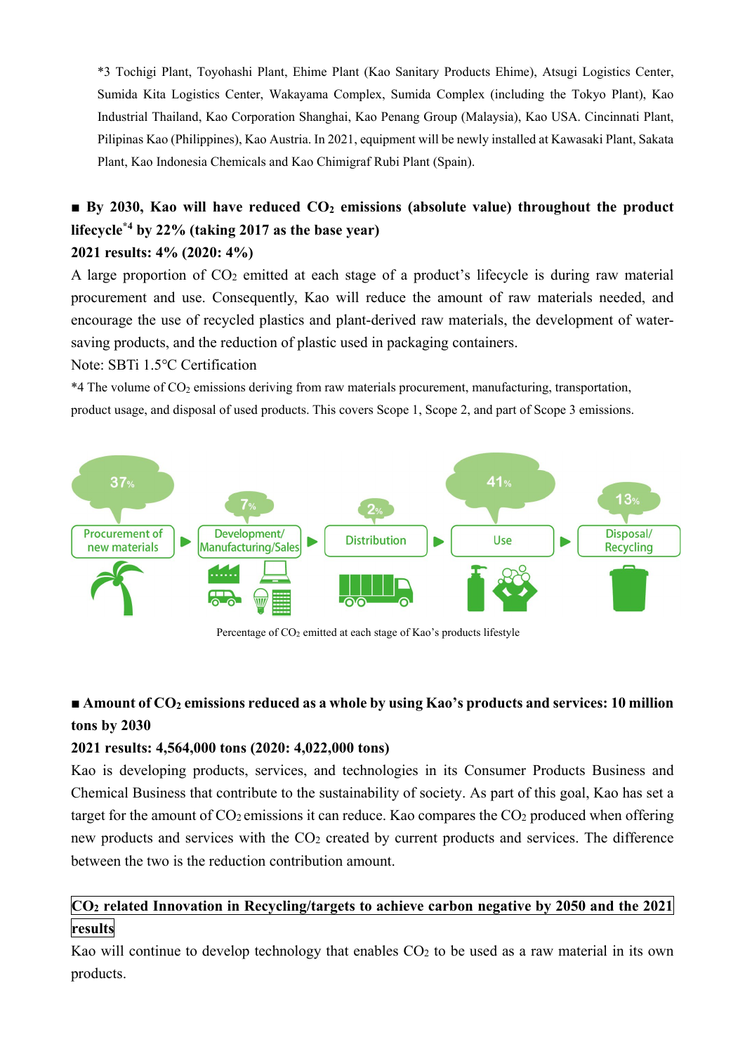*3 Tochigi Plant, Toyohashi Plant, Ehime Plant (Kao Sanitary Products Ehime), Atsugi Logistics Center, Sumida Kita Logistics Center, Wakayama Complex, Sumida Complex (including the Tokyo Plant), Kao Industrial Thailand, Kao Corporation Shanghai, Kao Penang Group (Malaysia), Kao USA. Cincinnati Plant, Pilipinas Kao (Philippines), Kao Austria. In 2021, equipment will be newly installed at Kawasaki Plant, Sakata Plant, Kao Indonesia Chemicals and Kao Chimigraf Rubi Plant (Spain).

■ **By 2030, Kao will have reduced $CO_2$ emissions (absolute value) throughout the product lifecycle[*4] by 22% (taking 2017 as the base year)**

**2021 results: 4% (2020: 4%)**

A large proportion of $CO_2$ emitted at each stage of a product's lifecycle is during raw material procurement and use. Consequently, Kao will reduce the amount of raw materials needed, and encourage the use of recycled plastics and plant-derived raw materials, the development of water-saving products, and the reduction of plastic used in packaging containers.

Note: SBTi 1.5°C Certification

*4 The volume of $CO_2$ emissions deriving from raw materials procurement, manufacturing, transportation, product usage, and disposal of used products. This covers Scope 1, Scope 2, and part of Scope 3 emissions.

| Procurement of new materials | Development/ Manufacturing/Sales | Distribution | Use | Disposal/ Recycling |
|---|---|---|---|---|
| 37% | 7% | 2% | 41% | 13% |

Percentage of $CO_2$ emitted at each stage of Kao's products lifestyle

■ **Amount of $CO_2$ emissions reduced as a whole by using Kao's products and services: 10 million tons by 2030**

**2021 results: 4,564,000 tons (2020: 4,022,000 tons)**

Kao is developing products, services, and technologies in its Consumer Products Business and Chemical Business that contribute to the sustainability of society. As part of this goal, Kao has set a target for the amount of $CO_2$ emissions it can reduce. Kao compares the $CO_2$ produced when offering new products and services with the $CO_2$ created by current products and services. The difference between the two is the reduction contribution amount.

**$CO_2$ related Innovation in Recycling/targets to achieve carbon negative by 2050 and the 2021 results**

Kao will continue to develop technology that enables $CO_2$ to be used as a raw material in its own products.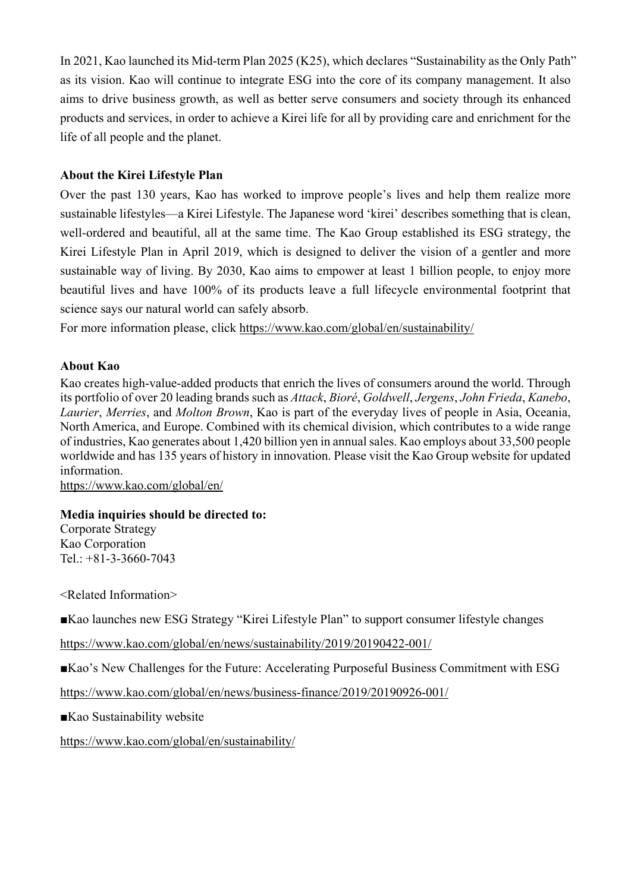In 2021, Kao launched its Mid-term Plan 2025 (K25), which declares "Sustainability as the Only Path" as its vision. Kao will continue to integrate ESG into the core of its company management. It also aims to drive business growth, as well as better serve consumers and society through its enhanced products and services, in order to achieve a Kirei life for all by providing care and enrichment for the life of all people and the planet.

**About the Kirei Lifestyle Plan**

Over the past 130 years, Kao has worked to improve people's lives and help them realize more sustainable lifestyles—a Kirei Lifestyle. The Japanese word 'kirei' describes something that is clean, well-ordered and beautiful, all at the same time. The Kao Group established its ESG strategy, the Kirei Lifestyle Plan in April 2019, which is designed to deliver the vision of a gentler and more sustainable way of living. By 2030, Kao aims to empower at least 1 billion people, to enjoy more beautiful lives and have 100% of its products leave a full lifecycle environmental footprint that science says our natural world can safely absorb.

For more information please, click https://www.kao.com/global/en/sustainability/

**About Kao**

Kao creates high-value-added products that enrich the lives of consumers around the world. Through its portfolio of over 20 leading brands such as *Attack*, *Bioré*, *Goldwell*, *Jergens*, *John Frieda*, *Kanebo*, *Laurier*, *Merries*, and *Molton Brown*, Kao is part of the everyday lives of people in Asia, Oceania, North America, and Europe. Combined with its chemical division, which contributes to a wide range of industries, Kao generates about 1,420 billion yen in annual sales. Kao employs about 33,500 people worldwide and has 135 years of history in innovation. Please visit the Kao Group website for updated information.

https://www.kao.com/global/en/

**Media inquiries should be directed to:**

Corporate Strategy

Kao Corporation

Tel.: +81-3-3660-7043

<Related Information>

■Kao launches new ESG Strategy "Kirei Lifestyle Plan" to support consumer lifestyle changes

https://www.kao.com/global/en/news/sustainability/2019/20190422-001/

■Kao's New Challenges for the Future: Accelerating Purposeful Business Commitment with ESG

https://www.kao.com/global/en/news/business-finance/2019/20190926-001/

■Kao Sustainability website

https://www.kao.com/global/en/sustainability/